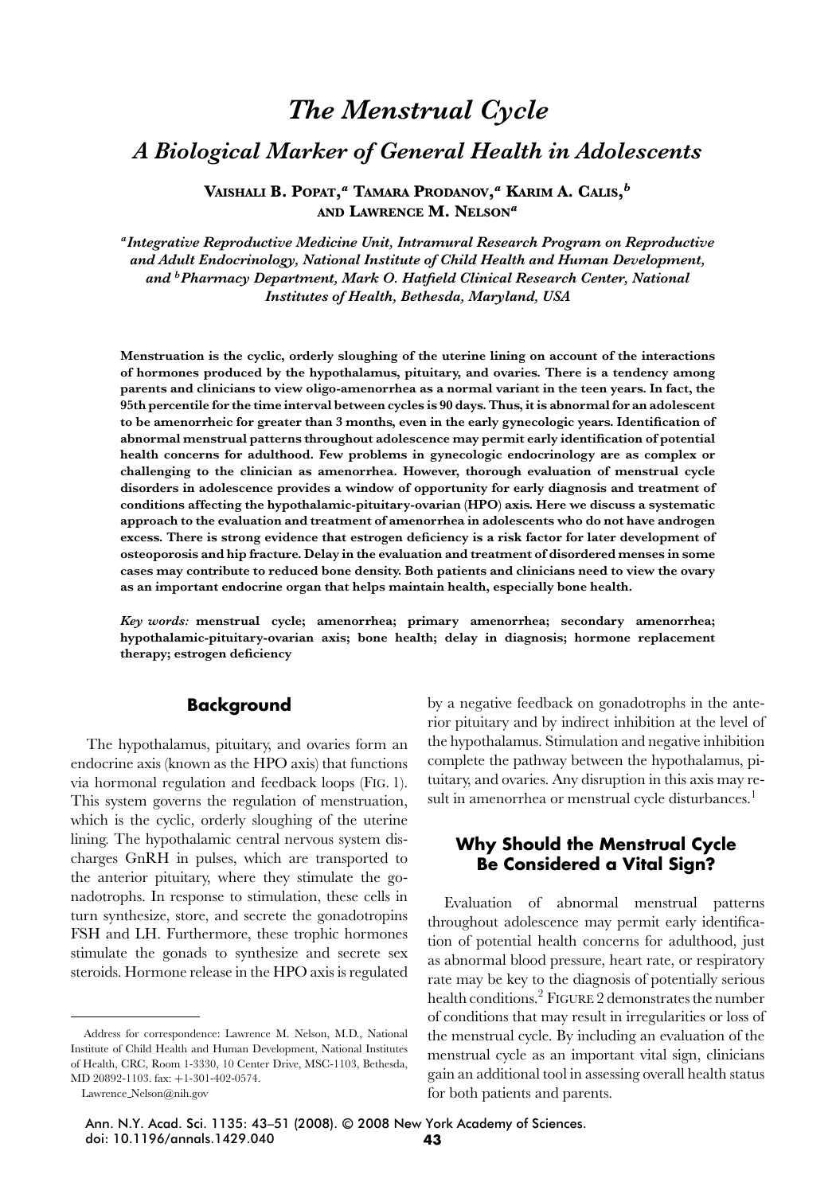# *The Menstrual Cycle*

## *A Biological Marker of General Health in Adolescents*

**Vaishali B. Popat,[a] Tamara Prodanov,[a] Karim A. Calis,[b] and Lawrence M. Nelson[a]**

*[a]Integrative Reproductive Medicine Unit, Intramural Research Program on Reproductive and Adult Endocrinology, National Institute of Child Health and Human Development, and [b]Pharmacy Department, Mark O. Hatfield Clinical Research Center, National Institutes of Health, Bethesda, Maryland, USA*

**Menstruation is the cyclic, orderly sloughing of the uterine lining on account of the interactions of hormones produced by the hypothalamus, pituitary, and ovaries. There is a tendency among parents and clinicians to view oligo-amenorrhea as a normal variant in the teen years. In fact, the 95th percentile for the time interval between cycles is 90 days. Thus, it is abnormal for an adolescent to be amenorrheic for greater than 3 months, even in the early gynecologic years. Identification of abnormal menstrual patterns throughout adolescence may permit early identification of potential health concerns for adulthood. Few problems in gynecologic endocrinology are as complex or challenging to the clinician as amenorrhea. However, thorough evaluation of menstrual cycle disorders in adolescence provides a window of opportunity for early diagnosis and treatment of conditions affecting the hypothalamic-pituitary-ovarian (HPO) axis. Here we discuss a systematic approach to the evaluation and treatment of amenorrhea in adolescents who do not have androgen excess. There is strong evidence that estrogen deficiency is a risk factor for later development of osteoporosis and hip fracture. Delay in the evaluation and treatment of disordered menses in some cases may contribute to reduced bone density. Both patients and clinicians need to view the ovary as an important endocrine organ that helps maintain health, especially bone health.**

*Key words:* **menstrual cycle; amenorrhea; primary amenorrhea; secondary amenorrhea; hypothalamic-pituitary-ovarian axis; bone health; delay in diagnosis; hormone replacement therapy; estrogen deficiency**

## Background

The hypothalamus, pituitary, and ovaries form an endocrine axis (known as the HPO axis) that functions via hormonal regulation and feedback loops (Fig. 1). This system governs the regulation of menstruation, which is the cyclic, orderly sloughing of the uterine lining. The hypothalamic central nervous system discharges GnRH in pulses, which are transported to the anterior pituitary, where they stimulate the gonadotrophs. In response to stimulation, these cells in turn synthesize, store, and secrete the gonadotropins FSH and LH. Furthermore, these trophic hormones stimulate the gonads to synthesize and secrete sex steroids. Hormone release in the HPO axis is regulated by a negative feedback on gonadotrophs in the anterior pituitary and by indirect inhibition at the level of the hypothalamus. Stimulation and negative inhibition complete the pathway between the hypothalamus, pituitary, and ovaries. Any disruption in this axis may result in amenorrhea or menstrual cycle disturbances.[1]

## Why Should the Menstrual Cycle Be Considered a Vital Sign?

Evaluation of abnormal menstrual patterns throughout adolescence may permit early identification of potential health concerns for adulthood, just as abnormal blood pressure, heart rate, or respiratory rate may be key to the diagnosis of potentially serious health conditions.[2] Figure 2 demonstrates the number of conditions that may result in irregularities or loss of the menstrual cycle. By including an evaluation of the menstrual cycle as an important vital sign, clinicians gain an additional tool in assessing overall health status for both patients and parents.

Address for correspondence: Lawrence M. Nelson, M.D., National Institute of Child Health and Human Development, National Institutes of Health, CRC, Room 1-3330, 10 Center Drive, MSC-1103, Bethesda, MD 20892-1103. fax: +1-301-402-0574.
Lawrence_Nelson@nih.gov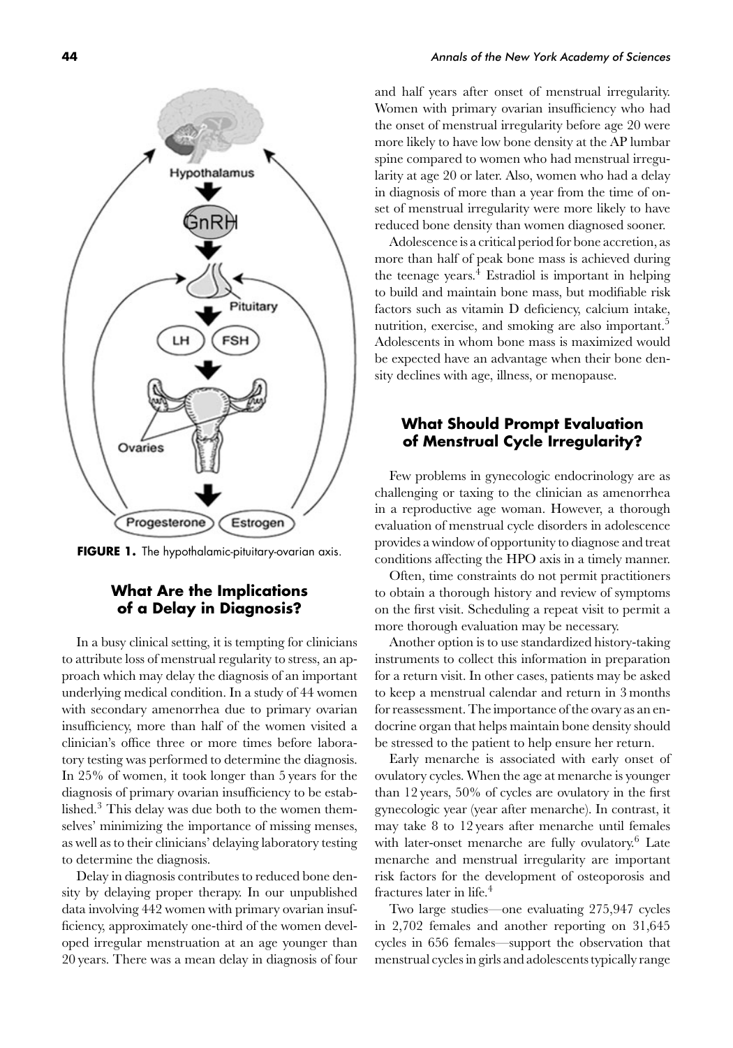**FIGURE 1.** The hypothalamic-pituitary-ovarian axis.

## What Are the Implications of a Delay in Diagnosis?

In a busy clinical setting, it is tempting for clinicians to attribute loss of menstrual regularity to stress, an approach which may delay the diagnosis of an important underlying medical condition. In a study of 44 women with secondary amenorrhea due to primary ovarian insufficiency, more than half of the women visited a clinician's office three or more times before laboratory testing was performed to determine the diagnosis. In 25% of women, it took longer than 5 years for the diagnosis of primary ovarian insufficiency to be established.[3] This delay was due both to the women themselves' minimizing the importance of missing menses, as well as to their clinicians' delaying laboratory testing to determine the diagnosis.

Delay in diagnosis contributes to reduced bone density by delaying proper therapy. In our unpublished data involving 442 women with primary ovarian insufficiency, approximately one-third of the women developed irregular menstruation at an age younger than 20 years. There was a mean delay in diagnosis of four and half years after onset of menstrual irregularity. Women with primary ovarian insufficiency who had the onset of menstrual irregularity before age 20 were more likely to have low bone density at the AP lumbar spine compared to women who had menstrual irregularity at age 20 or later. Also, women who had a delay in diagnosis of more than a year from the time of onset of menstrual irregularity were more likely to have reduced bone density than women diagnosed sooner.

Adolescence is a critical period for bone accretion, as more than half of peak bone mass is achieved during the teenage years.[4] Estradiol is important in helping to build and maintain bone mass, but modifiable risk factors such as vitamin D deficiency, calcium intake, nutrition, exercise, and smoking are also important.[5] Adolescents in whom bone mass is maximized would be expected have an advantage when their bone density declines with age, illness, or menopause.

## What Should Prompt Evaluation of Menstrual Cycle Irregularity?

Few problems in gynecologic endocrinology are as challenging or taxing to the clinician as amenorrhea in a reproductive age woman. However, a thorough evaluation of menstrual cycle disorders in adolescence provides a window of opportunity to diagnose and treat conditions affecting the HPO axis in a timely manner.

Often, time constraints do not permit practitioners to obtain a thorough history and review of symptoms on the first visit. Scheduling a repeat visit to permit a more thorough evaluation may be necessary.

Another option is to use standardized history-taking instruments to collect this information in preparation for a return visit. In other cases, patients may be asked to keep a menstrual calendar and return in 3 months for reassessment. The importance of the ovary as an endocrine organ that helps maintain bone density should be stressed to the patient to help ensure her return.

Early menarche is associated with early onset of ovulatory cycles. When the age at menarche is younger than 12 years, 50% of cycles are ovulatory in the first gynecologic year (year after menarche). In contrast, it may take 8 to 12 years after menarche until females with later-onset menarche are fully ovulatory.[6] Late menarche and menstrual irregularity are important risk factors for the development of osteoporosis and fractures later in life.[4]

Two large studies—one evaluating 275,947 cycles in 2,702 females and another reporting on 31,645 cycles in 656 females—support the observation that menstrual cycles in girls and adolescents typically range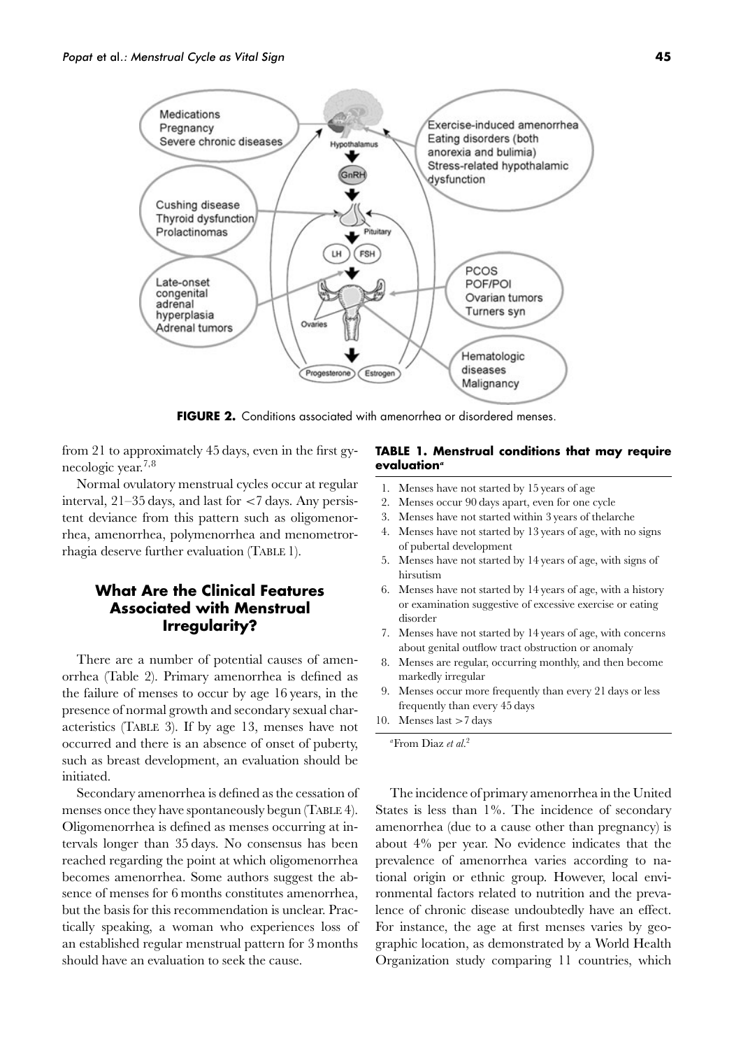FIGURE 2. Conditions associated with amenorrhea or disordered menses.

from 21 to approximately 45 days, even in the first gynecologic year.[7,8]

Normal ovulatory menstrual cycles occur at regular interval, 21–35 days, and last for <7 days. Any persistent deviance from this pattern such as oligomenorrhea, amenorrhea, polymenorrhea and menometrorrhagia deserve further evaluation (TABLE 1).

## What Are the Clinical Features Associated with Menstrual Irregularity?

There are a number of potential causes of amenorrhea (Table 2). Primary amenorrhea is defined as the failure of menses to occur by age 16 years, in the presence of normal growth and secondary sexual characteristics (TABLE 3). If by age 13, menses have not occurred and there is an absence of onset of puberty, such as breast development, an evaluation should be initiated.

Secondary amenorrhea is defined as the cessation of menses once they have spontaneously begun (TABLE 4). Oligomenorrhea is defined as menses occurring at intervals longer than 35 days. No consensus has been reached regarding the point at which oligomenorrhea becomes amenorrhea. Some authors suggest the absence of menses for 6 months constitutes amenorrhea, but the basis for this recommendation is unclear. Practically speaking, a woman who experiences loss of an established regular menstrual pattern for 3 months should have an evaluation to seek the cause.

**TABLE 1. Menstrual conditions that may require evaluation[a]**

1. Menses have not started by 15 years of age
2. Menses occur 90 days apart, even for one cycle
3. Menses have not started within 3 years of thelarche
4. Menses have not started by 13 years of age, with no signs of pubertal development
5. Menses have not started by 14 years of age, with signs of hirsutism
6. Menses have not started by 14 years of age, with a history or examination suggestive of excessive exercise or eating disorder
7. Menses have not started by 14 years of age, with concerns about genital outflow tract obstruction or anomaly
8. Menses are regular, occurring monthly, and then become markedly irregular
9. Menses occur more frequently than every 21 days or less frequently than every 45 days
10. Menses last >7 days

[a] From Diaz *et al.*[2]

The incidence of primary amenorrhea in the United States is less than 1%. The incidence of secondary amenorrhea (due to a cause other than pregnancy) is about 4% per year. No evidence indicates that the prevalence of amenorrhea varies according to national origin or ethnic group. However, local environmental factors related to nutrition and the prevalence of chronic disease undoubtedly have an effect. For instance, the age at first menses varies by geographic location, as demonstrated by a World Health Organization study comparing 11 countries, which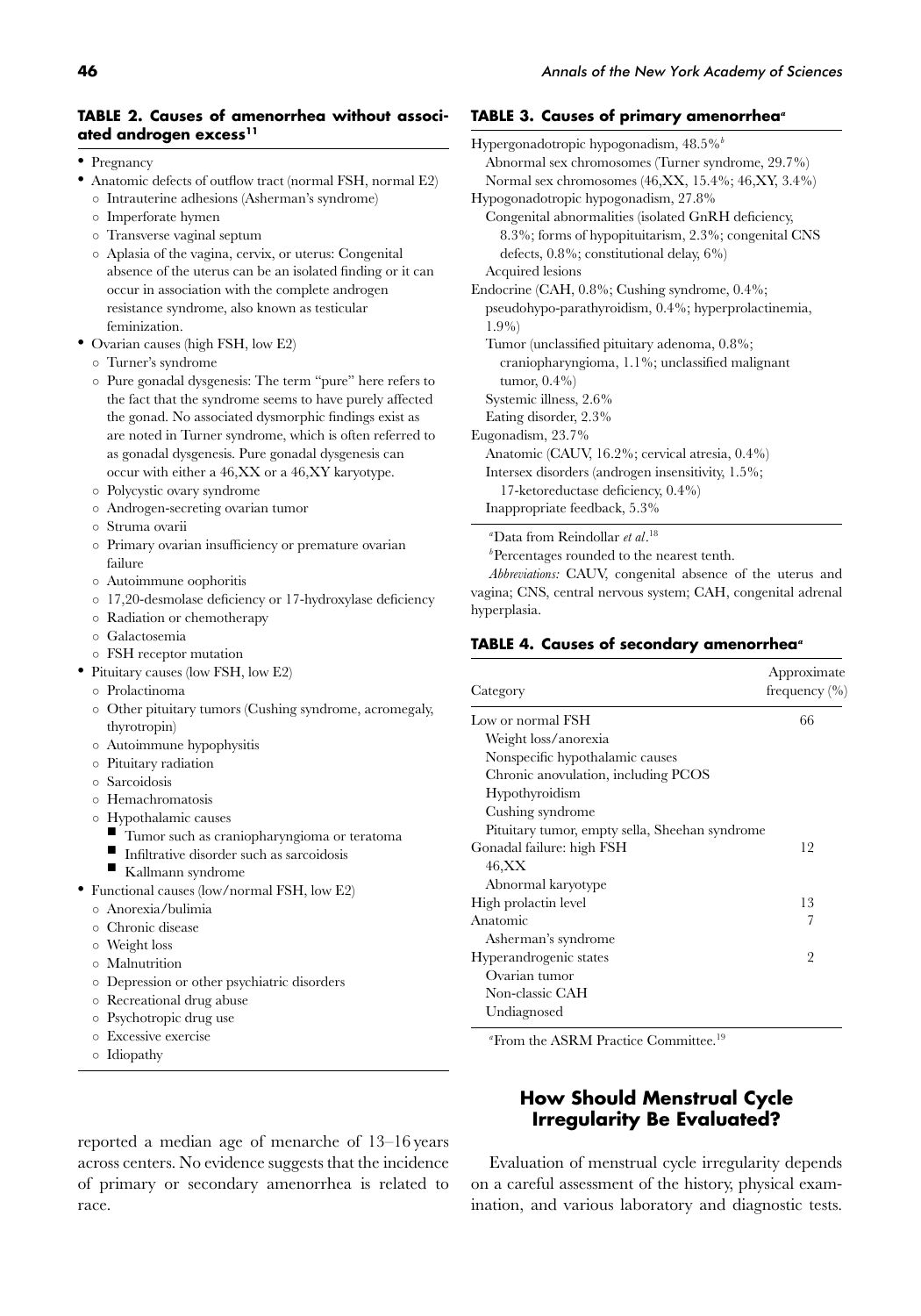**TABLE 2. Causes of amenorrhea without associated androgen excess[11]**

- Pregnancy
- Anatomic defects of outflow tract (normal FSH, normal E2)
  - Intrauterine adhesions (Asherman's syndrome)
  - Imperforate hymen
  - Transverse vaginal septum
  - Aplasia of the vagina, cervix, or uterus: Congenital absence of the uterus can be an isolated finding or it can occur in association with the complete androgen resistance syndrome, also known as testicular feminization.
- Ovarian causes (high FSH, low E2)
  - Turner's syndrome
  - Pure gonadal dysgenesis: The term "pure" here refers to the fact that the syndrome seems to have purely affected the gonad. No associated dysmorphic findings exist as are noted in Turner syndrome, which is often referred to as gonadal dysgenesis. Pure gonadal dysgenesis can occur with either a 46,XX or a 46,XY karyotype.
  - Polycystic ovary syndrome
  - Androgen-secreting ovarian tumor
  - Struma ovarii
  - Primary ovarian insufficiency or premature ovarian failure
  - Autoimmune oophoritis
  - 17,20-desmolase deficiency or 17-hydroxylase deficiency
  - Radiation or chemotherapy
  - Galactosemia
  - FSH receptor mutation
- Pituitary causes (low FSH, low E2)
  - Prolactinoma
  - Other pituitary tumors (Cushing syndrome, acromegaly, thyrotropin)
  - Autoimmune hypophysitis
  - Pituitary radiation
  - Sarcoidosis
  - Hemachromatosis
  - Hypothalamic causes
    - Tumor such as craniopharyngioma or teratoma
    - Infiltrative disorder such as sarcoidosis
    - Kallmann syndrome
- Functional causes (low/normal FSH, low E2)
  - Anorexia/bulimia
  - Chronic disease
  - Weight loss
  - Malnutrition
  - Depression or other psychiatric disorders
  - Recreational drug abuse
  - Psychotropic drug use
  - Excessive exercise
  - Idiopathy

reported a median age of menarche of 13–16 years across centers. No evidence suggests that the incidence of primary or secondary amenorrhea is related to race.

**TABLE 3. Causes of primary amenorrhea[a]**

Hypergonadotropic hypogonadism, 48.5%[b]
- Abnormal sex chromosomes (Turner syndrome, 29.7%)
- Normal sex chromosomes (46,XX, 15.4%; 46,XY, 3.4%)

Hypogonadotropic hypogonadism, 27.8%
- Congenital abnormalities (isolated GnRH deficiency, 8.3%; forms of hypopituitarism, 2.3%; congenital CNS defects, 0.8%; constitutional delay, 6%)
- Acquired lesions

Endocrine (CAH, 0.8%; Cushing syndrome, 0.4%; pseudohypo-parathyroidism, 0.4%; hyperprolactinemia, 1.9%)
- Tumor (unclassified pituitary adenoma, 0.8%; craniopharyngioma, 1.1%; unclassified malignant tumor, 0.4%)
- Systemic illness, 2.6%
- Eating disorder, 2.3%

Eugonadism, 23.7%
- Anatomic (CAUV, 16.2%; cervical atresia, 0.4%)
- Intersex disorders (androgen insensitivity, 1.5%; 17-ketoreductase deficiency, 0.4%)
- Inappropriate feedback, 5.3%

[a]Data from Reindollar *et al*.[18]

[b]Percentages rounded to the nearest tenth.

*Abbreviations:* CAUV, congenital absence of the uterus and vagina; CNS, central nervous system; CAH, congenital adrenal hyperplasia.

**TABLE 4. Causes of secondary amenorrhea[a]**

| Category | Approximate frequency (%) |
|---|---|
| Low or normal FSH | 66 |
| Weight loss/anorexia | |
| Nonspecific hypothalamic causes | |
| Chronic anovulation, including PCOS | |
| Hypothyroidism | |
| Cushing syndrome | |
| Pituitary tumor, empty sella, Sheehan syndrome | |
| Gonadal failure: high FSH | 12 |
| 46,XX | |
| Abnormal karyotype | |
| High prolactin level | 13 |
| Anatomic | 7 |
| Asherman's syndrome | |
| Hyperandrogenic states | 2 |
| Ovarian tumor | |
| Non-classic CAH | |
| Undiagnosed | |

[a]From the ASRM Practice Committee.[19]

## How Should Menstrual Cycle Irregularity Be Evaluated?

Evaluation of menstrual cycle irregularity depends on a careful assessment of the history, physical examination, and various laboratory and diagnostic tests.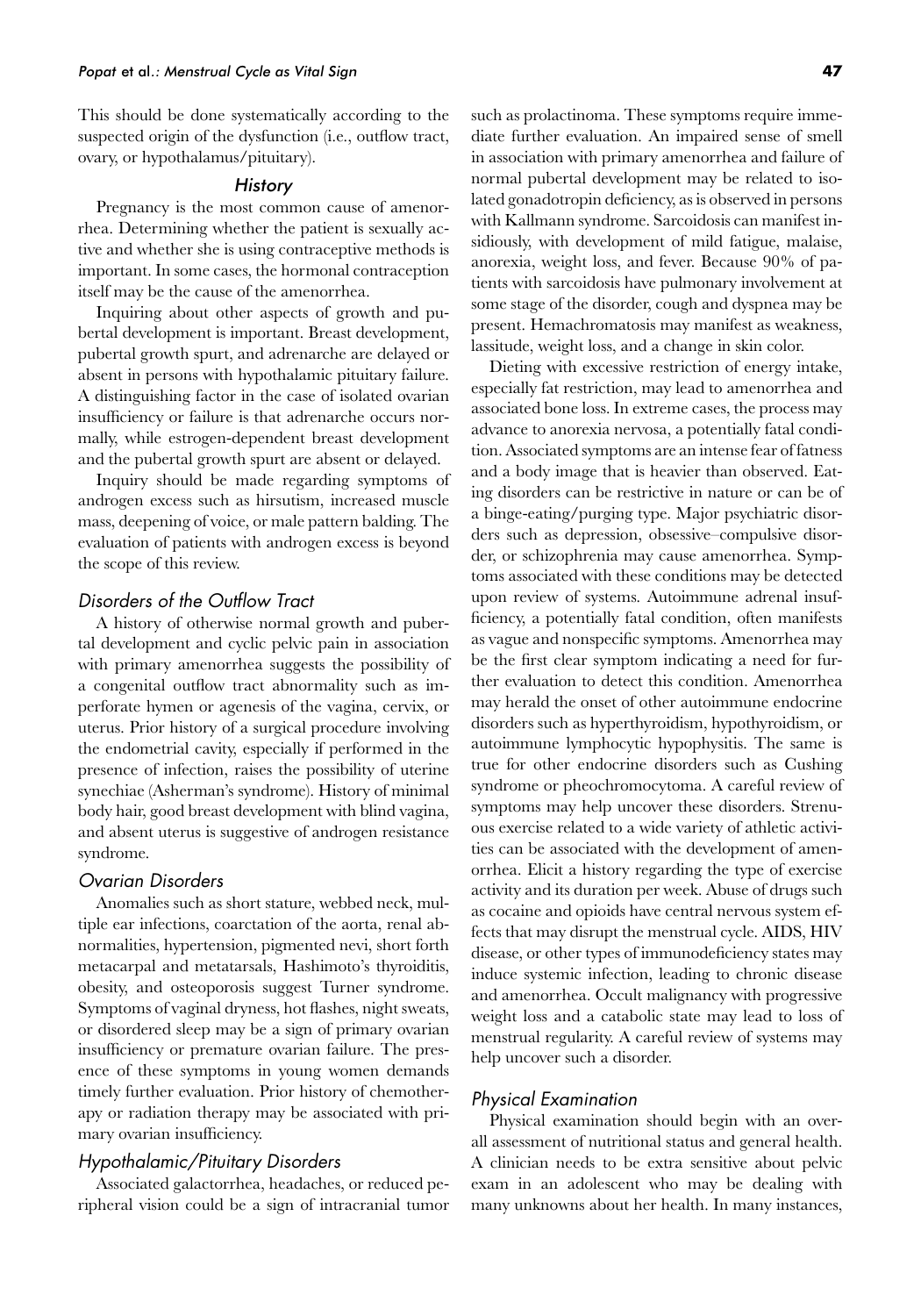This should be done systematically according to the suspected origin of the dysfunction (i.e., outflow tract, ovary, or hypothalamus/pituitary).

### *History*

Pregnancy is the most common cause of amenorrhea. Determining whether the patient is sexually active and whether she is using contraceptive methods is important. In some cases, the hormonal contraception itself may be the cause of the amenorrhea.

Inquiring about other aspects of growth and pubertal development is important. Breast development, pubertal growth spurt, and adrenarche are delayed or absent in persons with hypothalamic pituitary failure. A distinguishing factor in the case of isolated ovarian insufficiency or failure is that adrenarche occurs normally, while estrogen-dependent breast development and the pubertal growth spurt are absent or delayed.

Inquiry should be made regarding symptoms of androgen excess such as hirsutism, increased muscle mass, deepening of voice, or male pattern balding. The evaluation of patients with androgen excess is beyond the scope of this review.

### *Disorders of the Outflow Tract*

A history of otherwise normal growth and pubertal development and cyclic pelvic pain in association with primary amenorrhea suggests the possibility of a congenital outflow tract abnormality such as imperforate hymen or agenesis of the vagina, cervix, or uterus. Prior history of a surgical procedure involving the endometrial cavity, especially if performed in the presence of infection, raises the possibility of uterine synechiae (Asherman's syndrome). History of minimal body hair, good breast development with blind vagina, and absent uterus is suggestive of androgen resistance syndrome.

### *Ovarian Disorders*

Anomalies such as short stature, webbed neck, multiple ear infections, coarctation of the aorta, renal abnormalities, hypertension, pigmented nevi, short forth metacarpal and metatarsals, Hashimoto's thyroiditis, obesity, and osteoporosis suggest Turner syndrome. Symptoms of vaginal dryness, hot flashes, night sweats, or disordered sleep may be a sign of primary ovarian insufficiency or premature ovarian failure. The presence of these symptoms in young women demands timely further evaluation. Prior history of chemotherapy or radiation therapy may be associated with primary ovarian insufficiency.

### *Hypothalamic/Pituitary Disorders*

Associated galactorrhea, headaches, or reduced peripheral vision could be a sign of intracranial tumor such as prolactinoma. These symptoms require immediate further evaluation. An impaired sense of smell in association with primary amenorrhea and failure of normal pubertal development may be related to isolated gonadotropin deficiency, as is observed in persons with Kallmann syndrome. Sarcoidosis can manifest insidiously, with development of mild fatigue, malaise, anorexia, weight loss, and fever. Because 90% of patients with sarcoidosis have pulmonary involvement at some stage of the disorder, cough and dyspnea may be present. Hemachromatosis may manifest as weakness, lassitude, weight loss, and a change in skin color.

Dieting with excessive restriction of energy intake, especially fat restriction, may lead to amenorrhea and associated bone loss. In extreme cases, the process may advance to anorexia nervosa, a potentially fatal condition. Associated symptoms are an intense fear of fatness and a body image that is heavier than observed. Eating disorders can be restrictive in nature or can be of a binge-eating/purging type. Major psychiatric disorders such as depression, obsessive–compulsive disorder, or schizophrenia may cause amenorrhea. Symptoms associated with these conditions may be detected upon review of systems. Autoimmune adrenal insufficiency, a potentially fatal condition, often manifests as vague and nonspecific symptoms. Amenorrhea may be the first clear symptom indicating a need for further evaluation to detect this condition. Amenorrhea may herald the onset of other autoimmune endocrine disorders such as hyperthyroidism, hypothyroidism, or autoimmune lymphocytic hypophysitis. The same is true for other endocrine disorders such as Cushing syndrome or pheochromocytoma. A careful review of symptoms may help uncover these disorders. Strenuous exercise related to a wide variety of athletic activities can be associated with the development of amenorrhea. Elicit a history regarding the type of exercise activity and its duration per week. Abuse of drugs such as cocaine and opioids have central nervous system effects that may disrupt the menstrual cycle. AIDS, HIV disease, or other types of immunodeficiency states may induce systemic infection, leading to chronic disease and amenorrhea. Occult malignancy with progressive weight loss and a catabolic state may lead to loss of menstrual regularity. A careful review of systems may help uncover such a disorder.

### *Physical Examination*

Physical examination should begin with an overall assessment of nutritional status and general health. A clinician needs to be extra sensitive about pelvic exam in an adolescent who may be dealing with many unknowns about her health. In many instances,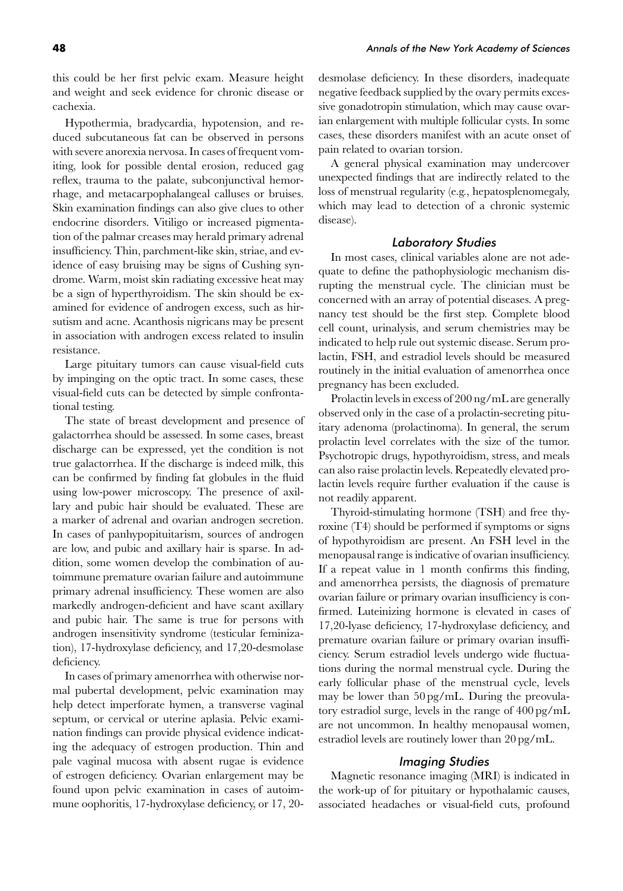this could be her first pelvic exam. Measure height and weight and seek evidence for chronic disease or cachexia.

Hypothermia, bradycardia, hypotension, and reduced subcutaneous fat can be observed in persons with severe anorexia nervosa. In cases of frequent vomiting, look for possible dental erosion, reduced gag reflex, trauma to the palate, subconjunctival hemorrhage, and metacarpophalangeal calluses or bruises. Skin examination findings can also give clues to other endocrine disorders. Vitiligo or increased pigmentation of the palmar creases may herald primary adrenal insufficiency. Thin, parchment-like skin, striae, and evidence of easy bruising may be signs of Cushing syndrome. Warm, moist skin radiating excessive heat may be a sign of hyperthyroidism. The skin should be examined for evidence of androgen excess, such as hirsutism and acne. Acanthosis nigricans may be present in association with androgen excess related to insulin resistance.

Large pituitary tumors can cause visual-field cuts by impinging on the optic tract. In some cases, these visual-field cuts can be detected by simple confrontational testing.

The state of breast development and presence of galactorrhea should be assessed. In some cases, breast discharge can be expressed, yet the condition is not true galactorrhea. If the discharge is indeed milk, this can be confirmed by finding fat globules in the fluid using low-power microscopy. The presence of axillary and pubic hair should be evaluated. These are a marker of adrenal and ovarian androgen secretion. In cases of panhypopituitarism, sources of androgen are low, and pubic and axillary hair is sparse. In addition, some women develop the combination of autoimmune premature ovarian failure and autoimmune primary adrenal insufficiency. These women are also markedly androgen-deficient and have scant axillary and pubic hair. The same is true for persons with androgen insensitivity syndrome (testicular feminization), 17-hydroxylase deficiency, and 17,20-desmolase deficiency.

In cases of primary amenorrhea with otherwise normal pubertal development, pelvic examination may help detect imperforate hymen, a transverse vaginal septum, or cervical or uterine aplasia. Pelvic examination findings can provide physical evidence indicating the adequacy of estrogen production. Thin and pale vaginal mucosa with absent rugae is evidence of estrogen deficiency. Ovarian enlargement may be found upon pelvic examination in cases of autoimmune oophoritis, 17-hydroxylase deficiency, or 17, 20-desmolase deficiency. In these disorders, inadequate negative feedback supplied by the ovary permits excessive gonadotropin stimulation, which may cause ovarian enlargement with multiple follicular cysts. In some cases, these disorders manifest with an acute onset of pain related to ovarian torsion.

A general physical examination may undercover unexpected findings that are indirectly related to the loss of menstrual regularity (e.g., hepatosplenomegaly, which may lead to detection of a chronic systemic disease).

### *Laboratory Studies*

In most cases, clinical variables alone are not adequate to define the pathophysiologic mechanism disrupting the menstrual cycle. The clinician must be concerned with an array of potential diseases. A pregnancy test should be the first step. Complete blood cell count, urinalysis, and serum chemistries may be indicated to help rule out systemic disease. Serum prolactin, FSH, and estradiol levels should be measured routinely in the initial evaluation of amenorrhea once pregnancy has been excluded.

Prolactin levels in excess of 200 ng/mL are generally observed only in the case of a prolactin-secreting pituitary adenoma (prolactinoma). In general, the serum prolactin level correlates with the size of the tumor. Psychotropic drugs, hypothyroidism, stress, and meals can also raise prolactin levels. Repeatedly elevated prolactin levels require further evaluation if the cause is not readily apparent.

Thyroid-stimulating hormone (TSH) and free thyroxine (T4) should be performed if symptoms or signs of hypothyroidism are present. An FSH level in the menopausal range is indicative of ovarian insufficiency. If a repeat value in 1 month confirms this finding, and amenorrhea persists, the diagnosis of premature ovarian failure or primary ovarian insufficiency is confirmed. Luteinizing hormone is elevated in cases of 17,20-lyase deficiency, 17-hydroxylase deficiency, and premature ovarian failure or primary ovarian insufficiency. Serum estradiol levels undergo wide fluctuations during the normal menstrual cycle. During the early follicular phase of the menstrual cycle, levels may be lower than 50 pg/mL. During the preovulatory estradiol surge, levels in the range of 400 pg/mL are not uncommon. In healthy menopausal women, estradiol levels are routinely lower than 20 pg/mL.

### *Imaging Studies*

Magnetic resonance imaging (MRI) is indicated in the work-up of for pituitary or hypothalamic causes, associated headaches or visual-field cuts, profound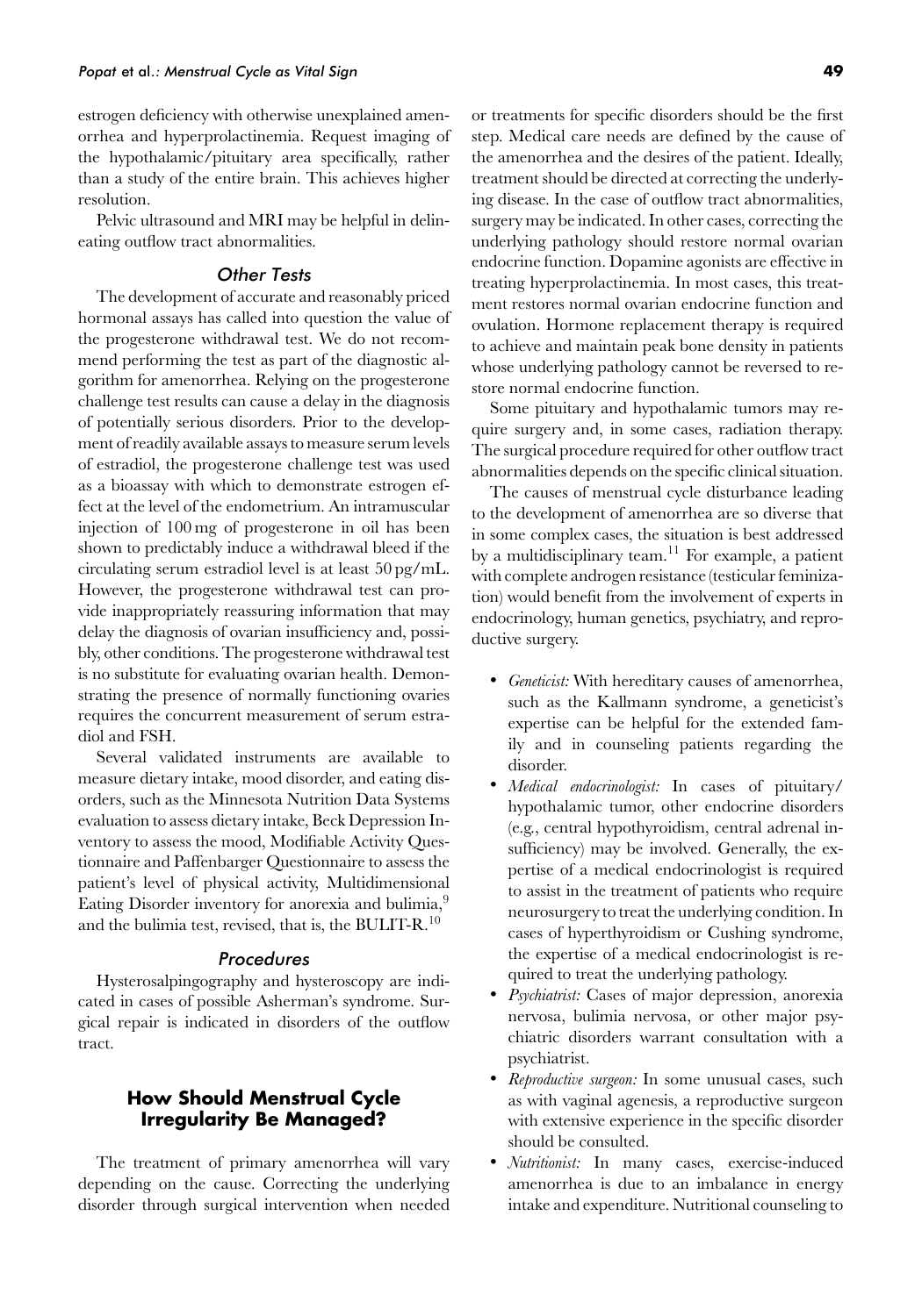estrogen deficiency with otherwise unexplained amenorrhea and hyperprolactinemia. Request imaging of the hypothalamic/pituitary area specifically, rather than a study of the entire brain. This achieves higher resolution.

Pelvic ultrasound and MRI may be helpful in delineating outflow tract abnormalities.

### *Other Tests*

The development of accurate and reasonably priced hormonal assays has called into question the value of the progesterone withdrawal test. We do not recommend performing the test as part of the diagnostic algorithm for amenorrhea. Relying on the progesterone challenge test results can cause a delay in the diagnosis of potentially serious disorders. Prior to the development of readily available assays to measure serum levels of estradiol, the progesterone challenge test was used as a bioassay with which to demonstrate estrogen effect at the level of the endometrium. An intramuscular injection of 100 mg of progesterone in oil has been shown to predictably induce a withdrawal bleed if the circulating serum estradiol level is at least 50 pg/mL. However, the progesterone withdrawal test can provide inappropriately reassuring information that may delay the diagnosis of ovarian insufficiency and, possibly, other conditions. The progesterone withdrawal test is no substitute for evaluating ovarian health. Demonstrating the presence of normally functioning ovaries requires the concurrent measurement of serum estradiol and FSH.

Several validated instruments are available to measure dietary intake, mood disorder, and eating disorders, such as the Minnesota Nutrition Data Systems evaluation to assess dietary intake, Beck Depression Inventory to assess the mood, Modifiable Activity Questionnaire and Paffenbarger Questionnaire to assess the patient's level of physical activity, Multidimensional Eating Disorder inventory for anorexia and bulimia,[9] and the bulimia test, revised, that is, the BULIT-R.[10]

### *Procedures*

Hysterosalpingography and hysteroscopy are indicated in cases of possible Asherman's syndrome. Surgical repair is indicated in disorders of the outflow tract.

## How Should Menstrual Cycle Irregularity Be Managed?

The treatment of primary amenorrhea will vary depending on the cause. Correcting the underlying disorder through surgical intervention when needed or treatments for specific disorders should be the first step. Medical care needs are defined by the cause of the amenorrhea and the desires of the patient. Ideally, treatment should be directed at correcting the underlying disease. In the case of outflow tract abnormalities, surgery may be indicated. In other cases, correcting the underlying pathology should restore normal ovarian endocrine function. Dopamine agonists are effective in treating hyperprolactinemia. In most cases, this treatment restores normal ovarian endocrine function and ovulation. Hormone replacement therapy is required to achieve and maintain peak bone density in patients whose underlying pathology cannot be reversed to restore normal endocrine function.

Some pituitary and hypothalamic tumors may require surgery and, in some cases, radiation therapy. The surgical procedure required for other outflow tract abnormalities depends on the specific clinical situation.

The causes of menstrual cycle disturbance leading to the development of amenorrhea are so diverse that in some complex cases, the situation is best addressed by a multidisciplinary team.[11] For example, a patient with complete androgen resistance (testicular feminization) would benefit from the involvement of experts in endocrinology, human genetics, psychiatry, and reproductive surgery.

- *Geneticist:* With hereditary causes of amenorrhea, such as the Kallmann syndrome, a geneticist's expertise can be helpful for the extended family and in counseling patients regarding the disorder.
- *Medical endocrinologist:* In cases of pituitary/hypothalamic tumor, other endocrine disorders (e.g., central hypothyroidism, central adrenal insufficiency) may be involved. Generally, the expertise of a medical endocrinologist is required to assist in the treatment of patients who require neurosurgery to treat the underlying condition. In cases of hyperthyroidism or Cushing syndrome, the expertise of a medical endocrinologist is required to treat the underlying pathology.
- *Psychiatrist:* Cases of major depression, anorexia nervosa, bulimia nervosa, or other major psychiatric disorders warrant consultation with a psychiatrist.
- *Reproductive surgeon:* In some unusual cases, such as with vaginal agenesis, a reproductive surgeon with extensive experience in the specific disorder should be consulted.
- *Nutritionist:* In many cases, exercise-induced amenorrhea is due to an imbalance in energy intake and expenditure. Nutritional counseling to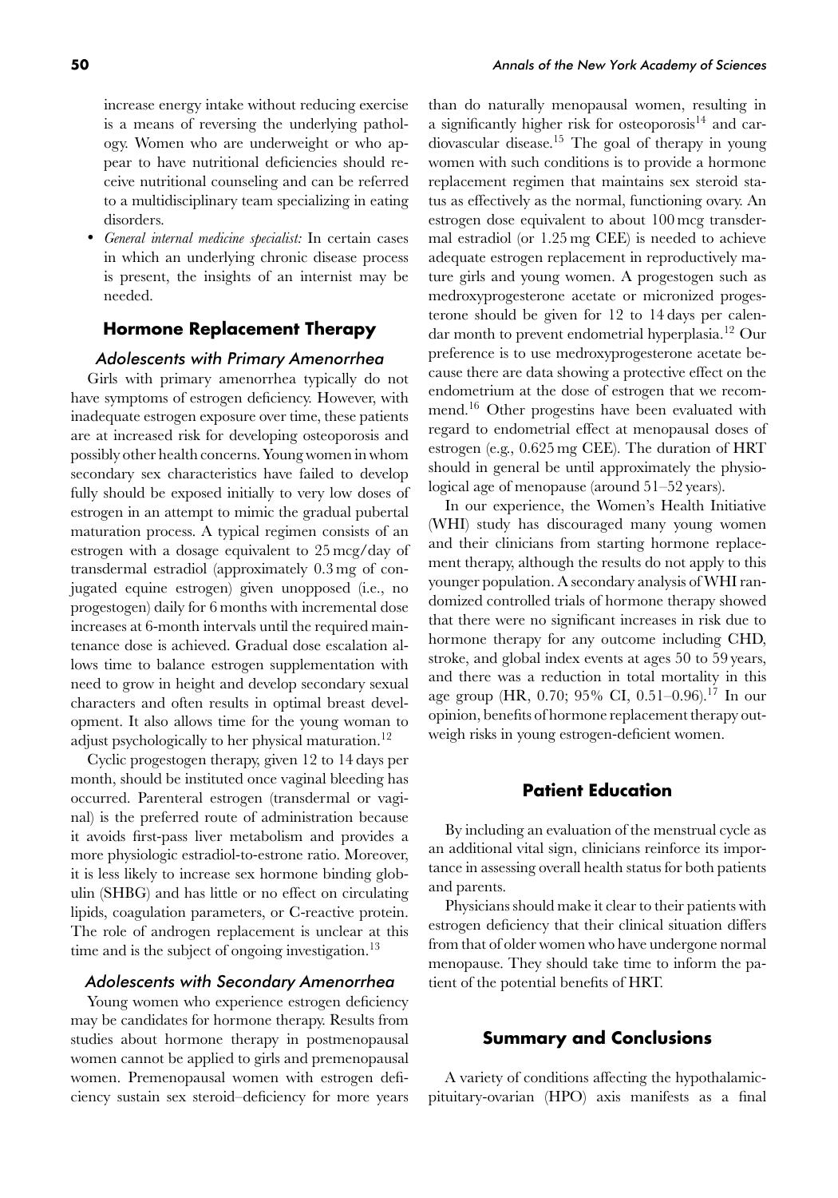increase energy intake without reducing exercise is a means of reversing the underlying pathology. Women who are underweight or who appear to have nutritional deficiencies should receive nutritional counseling and can be referred to a multidisciplinary team specializing in eating disorders.

- *General internal medicine specialist:* In certain cases in which an underlying chronic disease process is present, the insights of an internist may be needed.

## Hormone Replacement Therapy

### Adolescents with Primary Amenorrhea

Girls with primary amenorrhea typically do not have symptoms of estrogen deficiency. However, with inadequate estrogen exposure over time, these patients are at increased risk for developing osteoporosis and possibly other health concerns. Young women in whom secondary sex characteristics have failed to develop fully should be exposed initially to very low doses of estrogen in an attempt to mimic the gradual pubertal maturation process. A typical regimen consists of an estrogen with a dosage equivalent to 25 mcg/day of transdermal estradiol (approximately 0.3 mg of conjugated equine estrogen) given unopposed (i.e., no progestogen) daily for 6 months with incremental dose increases at 6-month intervals until the required maintenance dose is achieved. Gradual dose escalation allows time to balance estrogen supplementation with need to grow in height and develop secondary sexual characters and often results in optimal breast development. It also allows time for the young woman to adjust psychologically to her physical maturation.[12]

Cyclic progestogen therapy, given 12 to 14 days per month, should be instituted once vaginal bleeding has occurred. Parenteral estrogen (transdermal or vaginal) is the preferred route of administration because it avoids first-pass liver metabolism and provides a more physiologic estradiol-to-estrone ratio. Moreover, it is less likely to increase sex hormone binding globulin (SHBG) and has little or no effect on circulating lipids, coagulation parameters, or C-reactive protein. The role of androgen replacement is unclear at this time and is the subject of ongoing investigation.[13]

### Adolescents with Secondary Amenorrhea

Young women who experience estrogen deficiency may be candidates for hormone therapy. Results from studies about hormone therapy in postmenopausal women cannot be applied to girls and premenopausal women. Premenopausal women with estrogen deficiency sustain sex steroid–deficiency for more years than do naturally menopausal women, resulting in a significantly higher risk for osteoporosis[14] and cardiovascular disease.[15] The goal of therapy in young women with such conditions is to provide a hormone replacement regimen that maintains sex steroid status as effectively as the normal, functioning ovary. An estrogen dose equivalent to about 100 mcg transdermal estradiol (or 1.25 mg CEE) is needed to achieve adequate estrogen replacement in reproductively mature girls and young women. A progestogen such as medroxyprogesterone acetate or micronized progesterone should be given for 12 to 14 days per calendar month to prevent endometrial hyperplasia.[12] Our preference is to use medroxyprogesterone acetate because there are data showing a protective effect on the endometrium at the dose of estrogen that we recommend.[16] Other progestins have been evaluated with regard to endometrial effect at menopausal doses of estrogen (e.g., 0.625 mg CEE). The duration of HRT should in general be until approximately the physiological age of menopause (around 51–52 years).

In our experience, the Women's Health Initiative (WHI) study has discouraged many young women and their clinicians from starting hormone replacement therapy, although the results do not apply to this younger population. A secondary analysis of WHI randomized controlled trials of hormone therapy showed that there were no significant increases in risk due to hormone therapy for any outcome including CHD, stroke, and global index events at ages 50 to 59 years, and there was a reduction in total mortality in this age group (HR, 0.70; 95% CI, 0.51–0.96).[17] In our opinion, benefits of hormone replacement therapy outweigh risks in young estrogen-deficient women.

## Patient Education

By including an evaluation of the menstrual cycle as an additional vital sign, clinicians reinforce its importance in assessing overall health status for both patients and parents.

Physicians should make it clear to their patients with estrogen deficiency that their clinical situation differs from that of older women who have undergone normal menopause. They should take time to inform the patient of the potential benefits of HRT.

## Summary and Conclusions

A variety of conditions affecting the hypothalamic-pituitary-ovarian (HPO) axis manifests as a final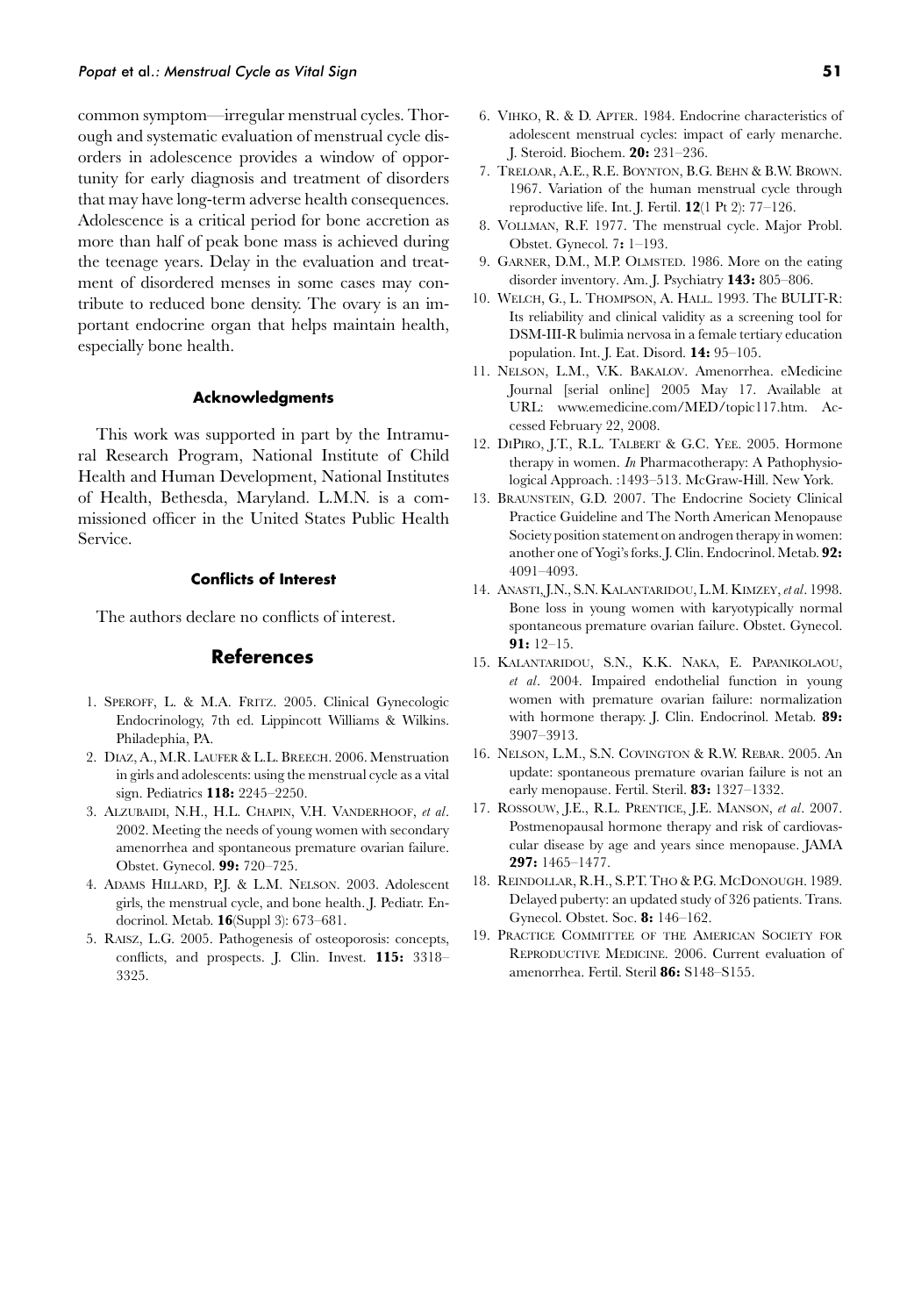common symptom—irregular menstrual cycles. Thorough and systematic evaluation of menstrual cycle disorders in adolescence provides a window of opportunity for early diagnosis and treatment of disorders that may have long-term adverse health consequences. Adolescence is a critical period for bone accretion as more than half of peak bone mass is achieved during the teenage years. Delay in the evaluation and treatment of disordered menses in some cases may contribute to reduced bone density. The ovary is an important endocrine organ that helps maintain health, especially bone health.

#### Acknowledgments

This work was supported in part by the Intramural Research Program, National Institute of Child Health and Human Development, National Institutes of Health, Bethesda, Maryland. L.M.N. is a commissioned officer in the United States Public Health Service.

#### Conflicts of Interest

The authors declare no conflicts of interest.

## References

1. Speroff, L. & M.A. Fritz. 2005. Clinical Gynecologic Endocrinology, 7th ed. Lippincott Williams & Wilkins. Philadephia, PA.
2. Diaz, A., M.R. Laufer & L.L. Breech. 2006. Menstruation in girls and adolescents: using the menstrual cycle as a vital sign. Pediatrics **118:** 2245–2250.
3. Alzubaidi, N.H., H.L. Chapin, V.H. Vanderhoof, *et al*. 2002. Meeting the needs of young women with secondary amenorrhea and spontaneous premature ovarian failure. Obstet. Gynecol. **99:** 720–725.
4. Adams Hillard, P.J. & L.M. Nelson. 2003. Adolescent girls, the menstrual cycle, and bone health. J. Pediatr. Endocrinol. Metab. **16**(Suppl 3): 673–681.
5. Raisz, L.G. 2005. Pathogenesis of osteoporosis: concepts, conflicts, and prospects. J. Clin. Invest. **115:** 3318–3325.
6. Vihko, R. & D. Apter. 1984. Endocrine characteristics of adolescent menstrual cycles: impact of early menarche. J. Steroid. Biochem. **20:** 231–236.
7. Treloar, A.E., R.E. Boynton, B.G. Behn & B.W. Brown. 1967. Variation of the human menstrual cycle through reproductive life. Int. J. Fertil. **12**(1 Pt 2): 77–126.
8. Vollman, R.F. 1977. The menstrual cycle. Major Probl. Obstet. Gynecol. 7**:** 1–193.
9. Garner, D.M., M.P. Olmsted. 1986. More on the eating disorder inventory. Am. J. Psychiatry **143:** 805–806.
10. Welch, G., L. Thompson, A. Hall. 1993. The BULIT-R: Its reliability and clinical validity as a screening tool for DSM-III-R bulimia nervosa in a female tertiary education population. Int. J. Eat. Disord. **14:** 95–105.
11. Nelson, L.M., V.K. Bakalov. Amenorrhea. eMedicine Journal [serial online] 2005 May 17. Available at URL: www.emedicine.com/MED/topic117.htm. Accessed February 22, 2008.
12. DiPiro, J.T., R.L. Talbert & G.C. Yee. 2005. Hormone therapy in women. *In* Pharmacotherapy: A Pathophysiological Approach. :1493–513. McGraw-Hill. New York.
13. Braunstein, G.D. 2007. The Endocrine Society Clinical Practice Guideline and The North American Menopause Society position statement on androgen therapy in women: another one of Yogi's forks. J. Clin. Endocrinol. Metab. **92:** 4091–4093.
14. Anasti, J.N., S.N. Kalantaridou, L.M. Kimzey, *et al*. 1998. Bone loss in young women with karyotypically normal spontaneous premature ovarian failure. Obstet. Gynecol. **91:** 12–15.
15. Kalantaridou, S.N., K.K. Naka, E. Papanikolaou, *et al*. 2004. Impaired endothelial function in young women with premature ovarian failure: normalization with hormone therapy. J. Clin. Endocrinol. Metab. **89:** 3907–3913.
16. Nelson, L.M., S.N. Covington & R.W. Rebar. 2005. An update: spontaneous premature ovarian failure is not an early menopause. Fertil. Steril. **83:** 1327–1332.
17. Rossouw, J.E., R.L. Prentice, J.E. Manson, *et al*. 2007. Postmenopausal hormone therapy and risk of cardiovascular disease by age and years since menopause. JAMA **297:** 1465–1477.
18. Reindollar, R.H., S.P.T. Tho & P.G. McDonough. 1989. Delayed puberty: an updated study of 326 patients. Trans. Gynecol. Obstet. Soc. **8:** 146–162.
19. Practice Committee of the American Society for Reproductive Medicine. 2006. Current evaluation of amenorrhea. Fertil. Steril **86:** S148–S155.